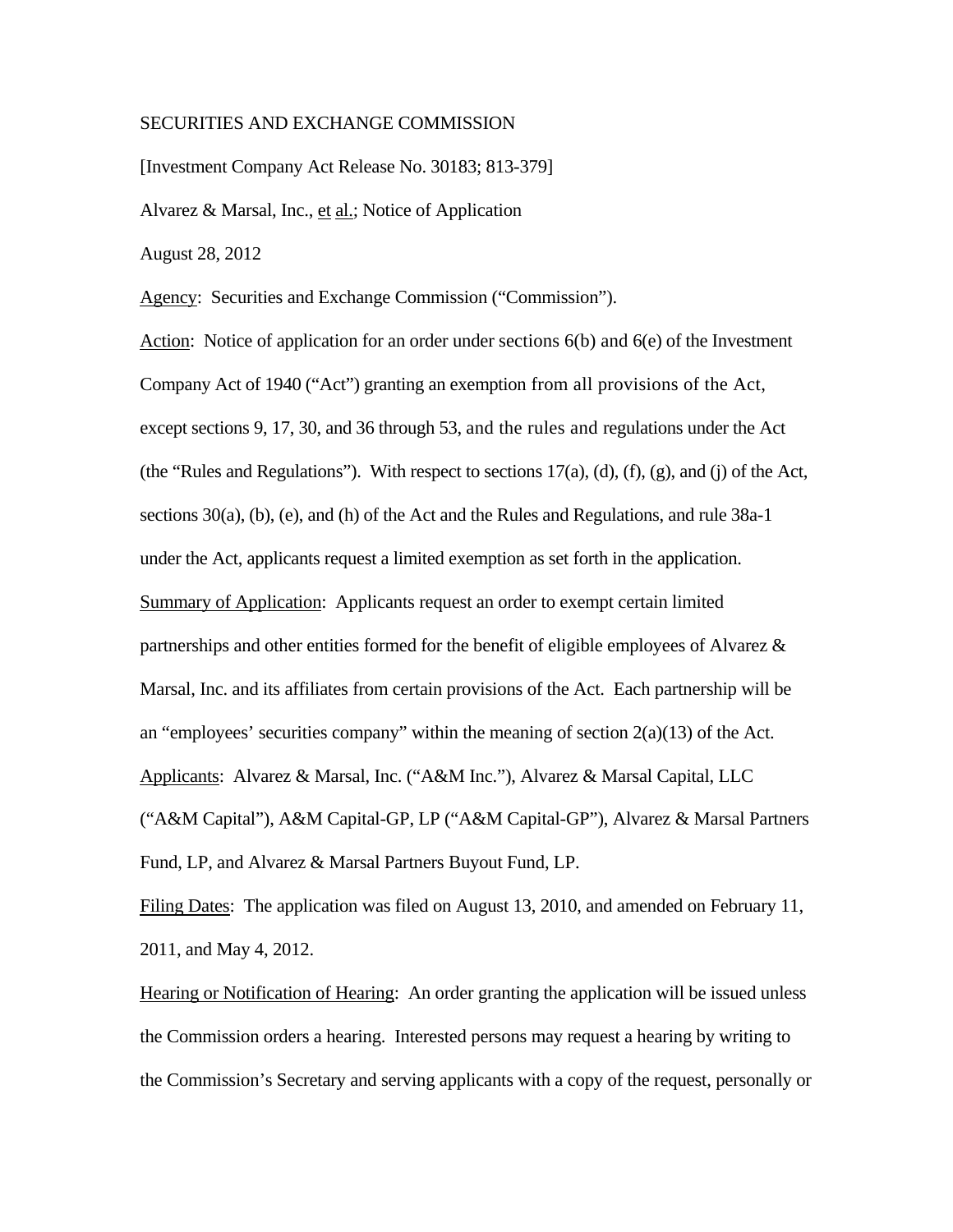SECURITIES AND EXCHANGE COMMISSION

[Investment Company Act Release No. 30183; 813-379]

Alvarez & Marsal, Inc., et al.; Notice of Application

August 28, 2012

Agency: Securities and Exchange Commission ("Commission").

Action: Notice of application for an order under sections 6(b) and 6(e) of the Investment Company Act of 1940 ("Act") granting an exemption from all provisions of the Act, except sections 9, 17, 30, and 36 through 53, and the rules and regulations under the Act (the "Rules and Regulations"). With respect to sections 17(a), (d), (f), (g), and (j) of the Act, sections 30(a), (b), (e), and (h) of the Act and the Rules and Regulations, and rule 38a-1 under the Act, applicants request a limited exemption as set forth in the application.

Summary of Application: Applicants request an order to exempt certain limited partnerships and other entities formed for the benefit of eligible employees of Alvarez & Marsal, Inc. and its affiliates from certain provisions of the Act. Each partnership will be an "employees' securities company" within the meaning of section 2(a)(13) of the Act.

Applicants: Alvarez & Marsal, Inc. ("A&M Inc."), Alvarez & Marsal Capital, LLC ("A&M Capital"), A&M Capital-GP, LP ("A&M Capital-GP"), Alvarez & Marsal Partners Fund, LP, and Alvarez & Marsal Partners Buyout Fund, LP.

Filing Dates: The application was filed on August 13, 2010, and amended on February 11, 2011, and May 4, 2012.

Hearing or Notification of Hearing: An order granting the application will be issued unless the Commission orders a hearing. Interested persons may request a hearing by writing to the Commission's Secretary and serving applicants with a copy of the request, personally or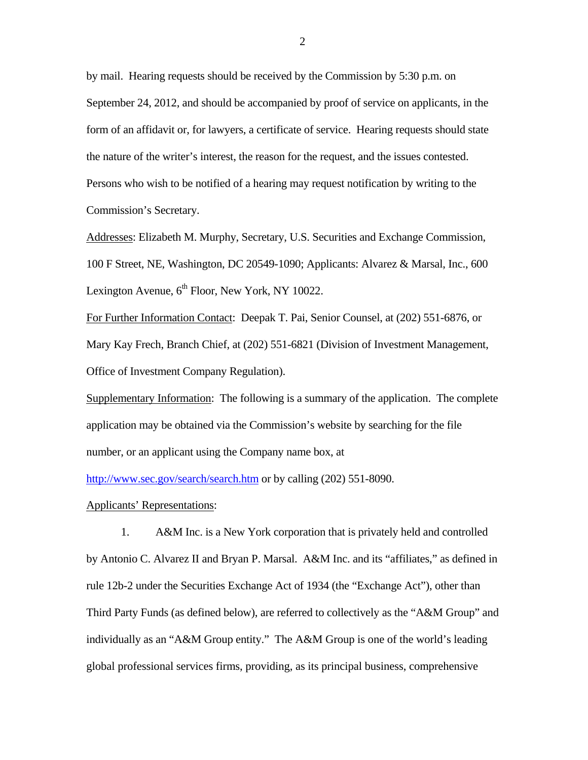by mail. Hearing requests should be received by the Commission by 5:30 p.m. on September 24, 2012, and should be accompanied by proof of service on applicants, in the form of an affidavit or, for lawyers, a certificate of service. Hearing requests should state the nature of the writer's interest, the reason for the request, and the issues contested. Persons who wish to be notified of a hearing may request notification by writing to the Commission's Secretary.

Addresses: Elizabeth M. Murphy, Secretary, U.S. Securities and Exchange Commission, 100 F Street, NE, Washington, DC 20549-1090; Applicants: Alvarez & Marsal, Inc., 600 Lexington Avenue, 6th Floor, New York, NY 10022.

For Further Information Contact: Deepak T. Pai, Senior Counsel, at (202) 551-6876, or Mary Kay Frech, Branch Chief, at (202) 551-6821 (Division of Investment Management, Office of Investment Company Regulation).

Supplementary Information: The following is a summary of the application. The complete application may be obtained via the Commission's website by searching for the file number, or an applicant using the Company name box, at http://www.sec.gov/search/search.htm or by calling (202) 551-8090.

Applicants' Representations:

1. A&M Inc. is a New York corporation that is privately held and controlled by Antonio C. Alvarez II and Bryan P. Marsal. A&M Inc. and its "affiliates," as defined in rule 12b-2 under the Securities Exchange Act of 1934 (the "Exchange Act"), other than Third Party Funds (as defined below), are referred to collectively as the "A&M Group" and individually as an "A&M Group entity." The A&M Group is one of the world's leading global professional services firms, providing, as its principal business, comprehensive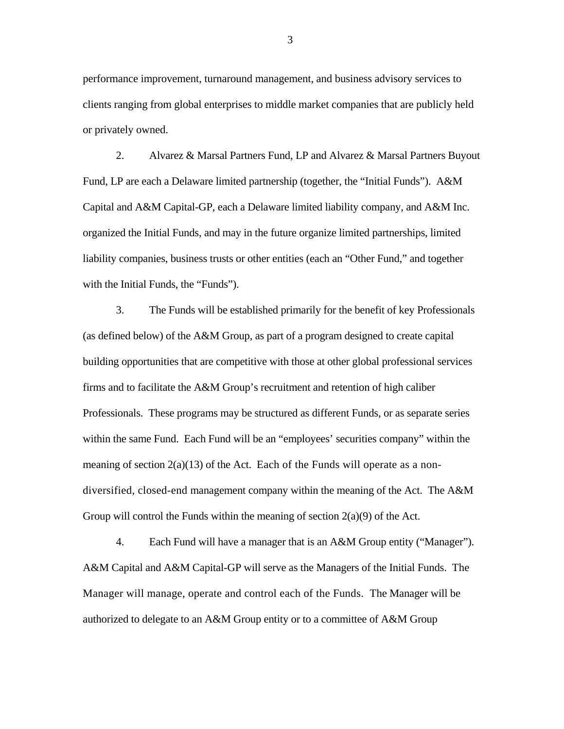performance improvement, turnaround management, and business advisory services to clients ranging from global enterprises to middle market companies that are publicly held or privately owned.

2. Alvarez & Marsal Partners Fund, LP and Alvarez & Marsal Partners Buyout Fund, LP are each a Delaware limited partnership (together, the "Initial Funds"). A&M Capital and A&M Capital-GP, each a Delaware limited liability company, and A&M Inc. organized the Initial Funds, and may in the future organize limited partnerships, limited liability companies, business trusts or other entities (each an "Other Fund," and together with the Initial Funds, the "Funds").

3. The Funds will be established primarily for the benefit of key Professionals (as defined below) of the A&M Group, as part of a program designed to create capital building opportunities that are competitive with those at other global professional services firms and to facilitate the A&M Group's recruitment and retention of high caliber Professionals. These programs may be structured as different Funds, or as separate series within the same Fund. Each Fund will be an "employees' securities company" within the meaning of section 2(a)(13) of the Act. Each of the Funds will operate as a non-diversified, closed-end management company within the meaning of the Act. The A&M Group will control the Funds within the meaning of section 2(a)(9) of the Act.

4. Each Fund will have a manager that is an A&M Group entity ("Manager"). A&M Capital and A&M Capital-GP will serve as the Managers of the Initial Funds. The Manager will manage, operate and control each of the Funds. The Manager will be authorized to delegate to an A&M Group entity or to a committee of A&M Group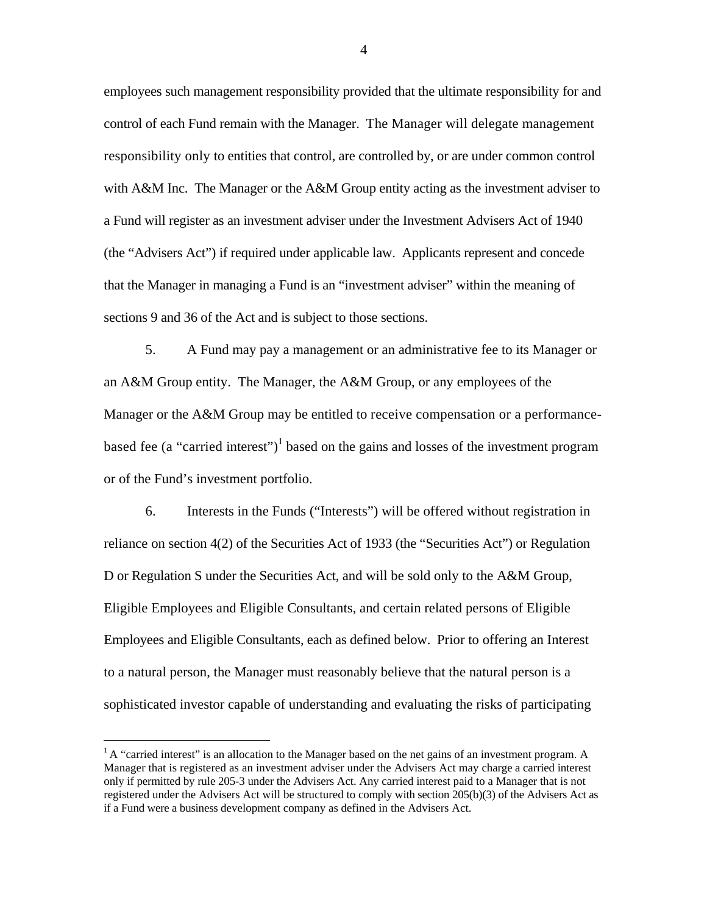employees such management responsibility provided that the ultimate responsibility for and control of each Fund remain with the Manager. The Manager will delegate management responsibility only to entities that control, are controlled by, or are under common control with A&M Inc. The Manager or the A&M Group entity acting as the investment adviser to a Fund will register as an investment adviser under the Investment Advisers Act of 1940 (the "Advisers Act") if required under applicable law. Applicants represent and concede that the Manager in managing a Fund is an "investment adviser" within the meaning of sections 9 and 36 of the Act and is subject to those sections.

5. A Fund may pay a management or an administrative fee to its Manager or an A&M Group entity. The Manager, the A&M Group, or any employees of the Manager or the A&M Group may be entitled to receive compensation or a performance-based fee (a "carried interest")[1] based on the gains and losses of the investment program or of the Fund's investment portfolio.

6. Interests in the Funds ("Interests") will be offered without registration in reliance on section 4(2) of the Securities Act of 1933 (the "Securities Act") or Regulation D or Regulation S under the Securities Act, and will be sold only to the A&M Group, Eligible Employees and Eligible Consultants, and certain related persons of Eligible Employees and Eligible Consultants, each as defined below. Prior to offering an Interest to a natural person, the Manager must reasonably believe that the natural person is a sophisticated investor capable of understanding and evaluating the risks of participating

[1] A "carried interest" is an allocation to the Manager based on the net gains of an investment program. A Manager that is registered as an investment adviser under the Advisers Act may charge a carried interest only if permitted by rule 205-3 under the Advisers Act. Any carried interest paid to a Manager that is not registered under the Advisers Act will be structured to comply with section 205(b)(3) of the Advisers Act as if a Fund were a business development company as defined in the Advisers Act.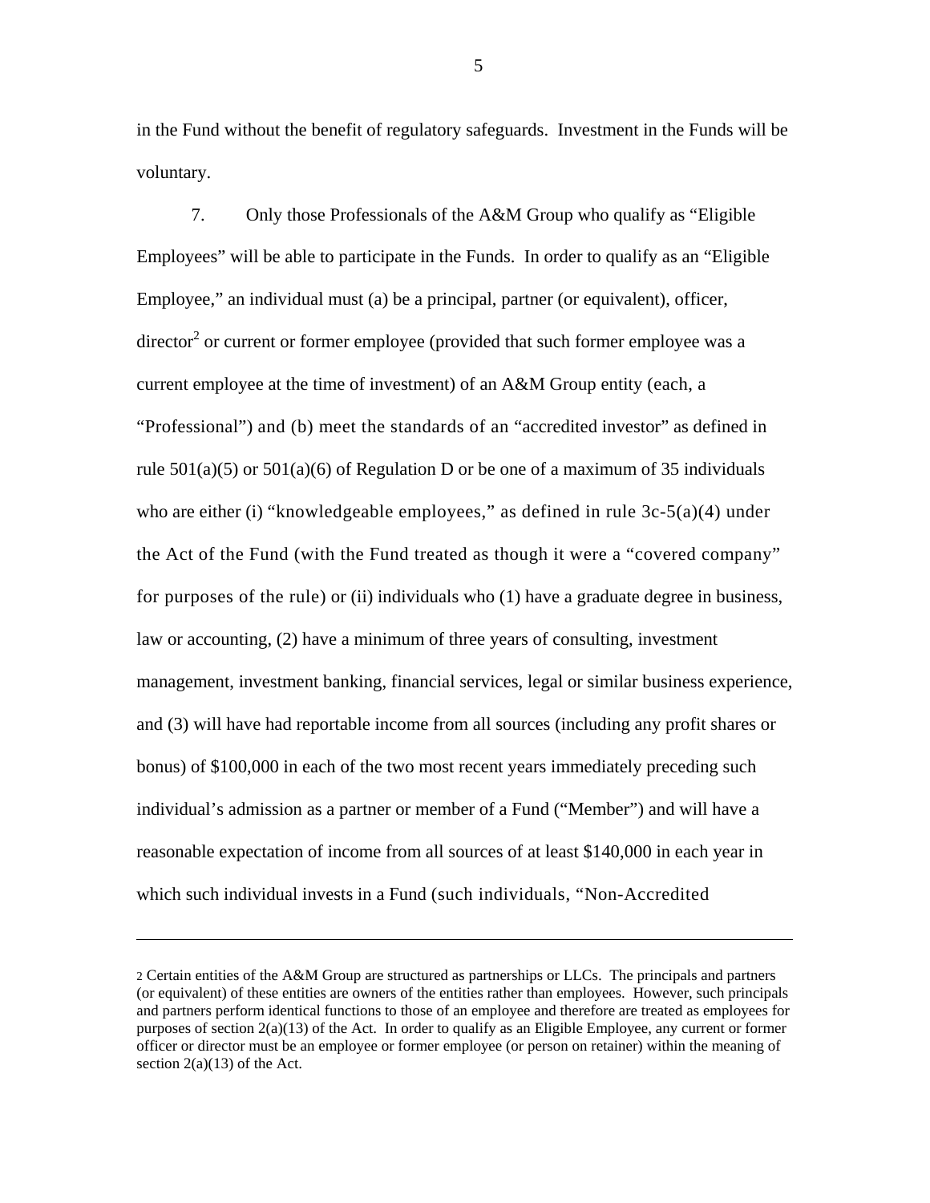in the Fund without the benefit of regulatory safeguards. Investment in the Funds will be voluntary.

7. Only those Professionals of the A&M Group who qualify as "Eligible Employees" will be able to participate in the Funds. In order to qualify as an "Eligible Employee," an individual must (a) be a principal, partner (or equivalent), officer, director[2] or current or former employee (provided that such former employee was a current employee at the time of investment) of an A&M Group entity (each, a "Professional") and (b) meet the standards of an "accredited investor" as defined in rule 501(a)(5) or 501(a)(6) of Regulation D or be one of a maximum of 35 individuals who are either (i) "knowledgeable employees," as defined in rule 3c-5(a)(4) under the Act of the Fund (with the Fund treated as though it were a "covered company" for purposes of the rule) or (ii) individuals who (1) have a graduate degree in business, law or accounting, (2) have a minimum of three years of consulting, investment management, investment banking, financial services, legal or similar business experience, and (3) will have had reportable income from all sources (including any profit shares or bonus) of $100,000 in each of the two most recent years immediately preceding such individual's admission as a partner or member of a Fund ("Member") and will have a reasonable expectation of income from all sources of at least $140,000 in each year in which such individual invests in a Fund (such individuals, "Non-Accredited

---

2 Certain entities of the A&M Group are structured as partnerships or LLCs. The principals and partners (or equivalent) of these entities are owners of the entities rather than employees. However, such principals and partners perform identical functions to those of an employee and therefore are treated as employees for purposes of section 2(a)(13) of the Act. In order to qualify as an Eligible Employee, any current or former officer or director must be an employee or former employee (or person on retainer) within the meaning of section 2(a)(13) of the Act.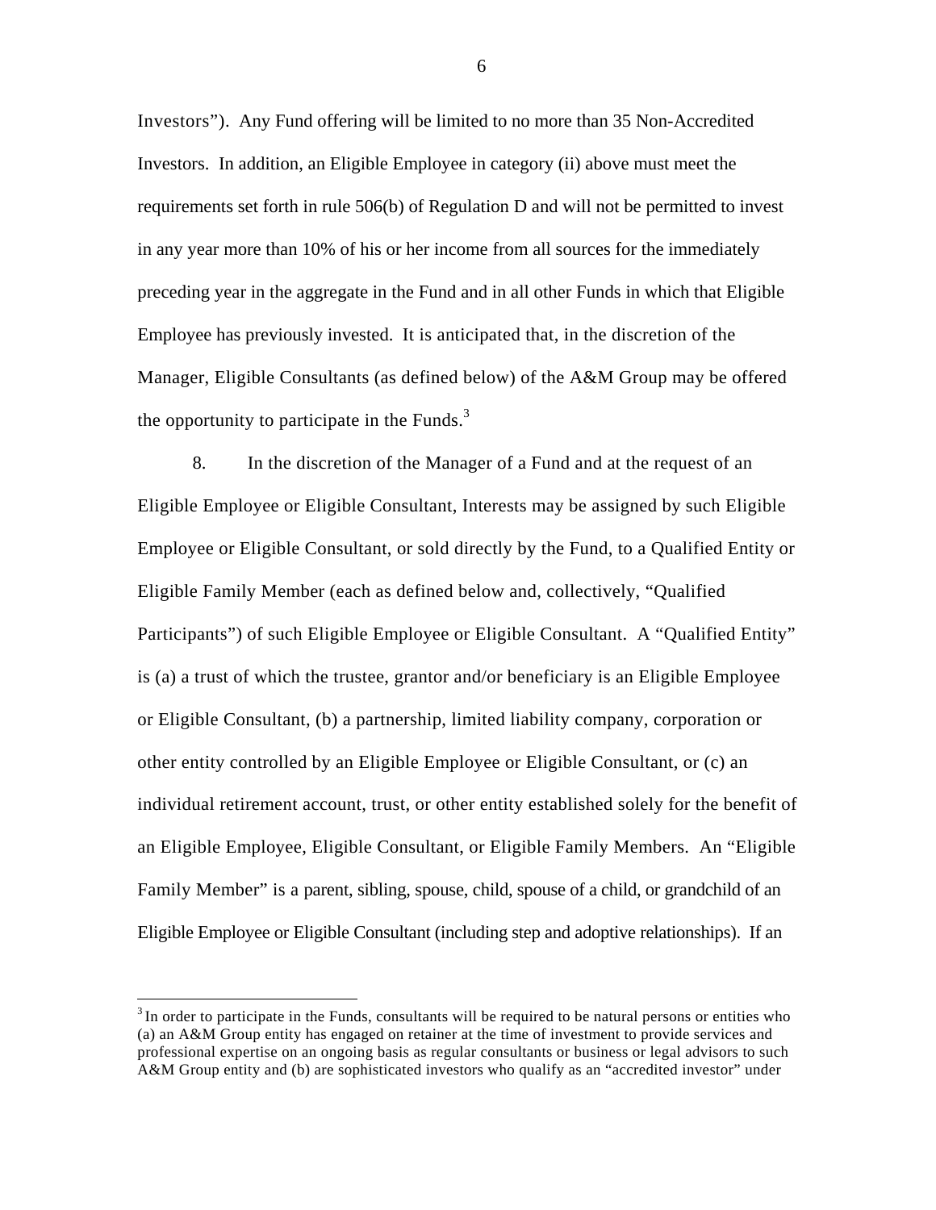Investors"). Any Fund offering will be limited to no more than 35 Non-Accredited Investors. In addition, an Eligible Employee in category (ii) above must meet the requirements set forth in rule 506(b) of Regulation D and will not be permitted to invest in any year more than 10% of his or her income from all sources for the immediately preceding year in the aggregate in the Fund and in all other Funds in which that Eligible Employee has previously invested. It is anticipated that, in the discretion of the Manager, Eligible Consultants (as defined below) of the A&M Group may be offered the opportunity to participate in the Funds.[3]

8. In the discretion of the Manager of a Fund and at the request of an Eligible Employee or Eligible Consultant, Interests may be assigned by such Eligible Employee or Eligible Consultant, or sold directly by the Fund, to a Qualified Entity or Eligible Family Member (each as defined below and, collectively, "Qualified Participants") of such Eligible Employee or Eligible Consultant. A "Qualified Entity" is (a) a trust of which the trustee, grantor and/or beneficiary is an Eligible Employee or Eligible Consultant, (b) a partnership, limited liability company, corporation or other entity controlled by an Eligible Employee or Eligible Consultant, or (c) an individual retirement account, trust, or other entity established solely for the benefit of an Eligible Employee, Eligible Consultant, or Eligible Family Members. An "Eligible Family Member" is a parent, sibling, spouse, child, spouse of a child, or grandchild of an Eligible Employee or Eligible Consultant (including step and adoptive relationships). If an

[3] In order to participate in the Funds, consultants will be required to be natural persons or entities who (a) an A&M Group entity has engaged on retainer at the time of investment to provide services and professional expertise on an ongoing basis as regular consultants or business or legal advisors to such A&M Group entity and (b) are sophisticated investors who qualify as an "accredited investor" under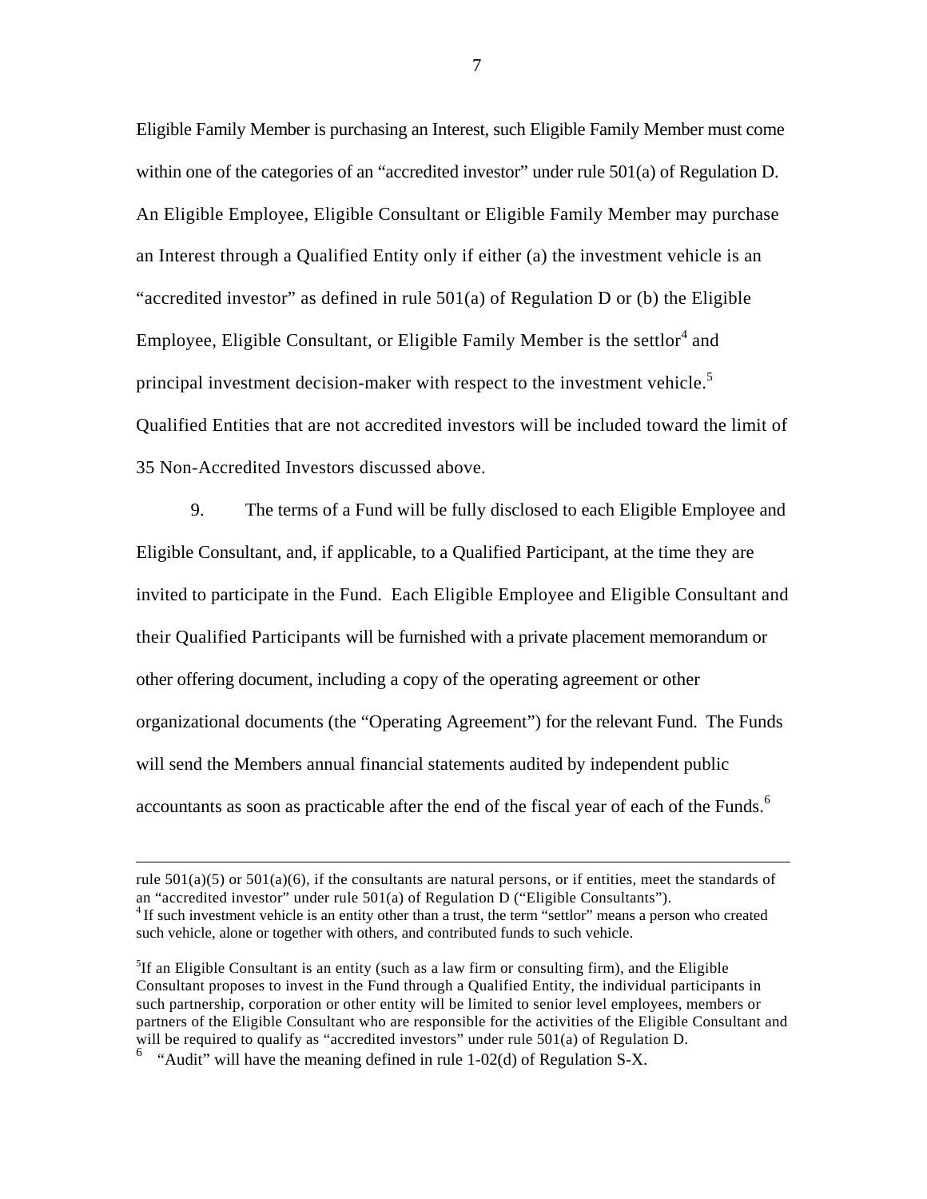Eligible Family Member is purchasing an Interest, such Eligible Family Member must come within one of the categories of an "accredited investor" under rule 501(a) of Regulation D. An Eligible Employee, Eligible Consultant or Eligible Family Member may purchase an Interest through a Qualified Entity only if either (a) the investment vehicle is an "accredited investor" as defined in rule 501(a) of Regulation D or (b) the Eligible Employee, Eligible Consultant, or Eligible Family Member is the settlor[4] and principal investment decision-maker with respect to the investment vehicle.[5] Qualified Entities that are not accredited investors will be included toward the limit of 35 Non-Accredited Investors discussed above.

9. The terms of a Fund will be fully disclosed to each Eligible Employee and Eligible Consultant, and, if applicable, to a Qualified Participant, at the time they are invited to participate in the Fund. Each Eligible Employee and Eligible Consultant and their Qualified Participants will be furnished with a private placement memorandum or other offering document, including a copy of the operating agreement or other organizational documents (the "Operating Agreement") for the relevant Fund. The Funds will send the Members annual financial statements audited by independent public accountants as soon as practicable after the end of the fiscal year of each of the Funds.[6]

---

rule 501(a)(5) or 501(a)(6), if the consultants are natural persons, or if entities, meet the standards of an "accredited investor" under rule 501(a) of Regulation D ("Eligible Consultants").

[4] If such investment vehicle is an entity other than a trust, the term "settlor" means a person who created such vehicle, alone or together with others, and contributed funds to such vehicle.

[5] If an Eligible Consultant is an entity (such as a law firm or consulting firm), and the Eligible Consultant proposes to invest in the Fund through a Qualified Entity, the individual participants in such partnership, corporation or other entity will be limited to senior level employees, members or partners of the Eligible Consultant who are responsible for the activities of the Eligible Consultant and will be required to qualify as "accredited investors" under rule 501(a) of Regulation D.

[6] "Audit" will have the meaning defined in rule 1-02(d) of Regulation S-X.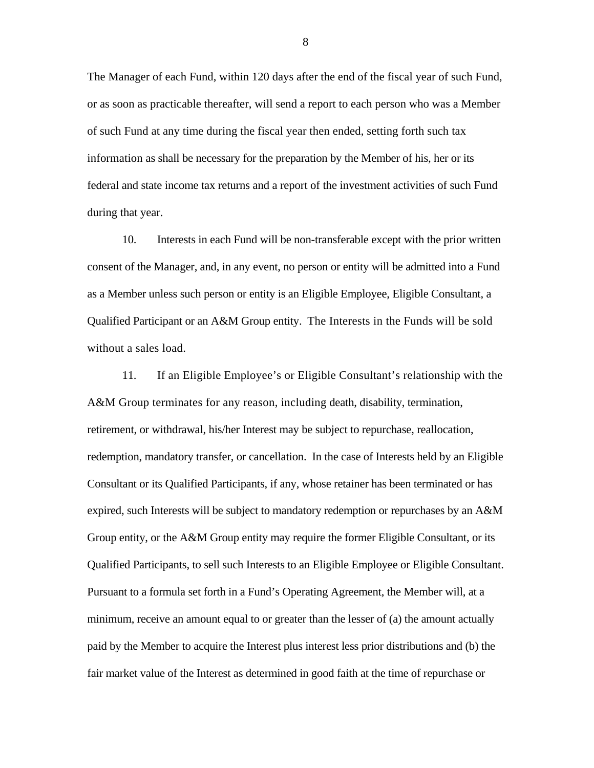The Manager of each Fund, within 120 days after the end of the fiscal year of such Fund, or as soon as practicable thereafter, will send a report to each person who was a Member of such Fund at any time during the fiscal year then ended, setting forth such tax information as shall be necessary for the preparation by the Member of his, her or its federal and state income tax returns and a report of the investment activities of such Fund during that year.

10. Interests in each Fund will be non-transferable except with the prior written consent of the Manager, and, in any event, no person or entity will be admitted into a Fund as a Member unless such person or entity is an Eligible Employee, Eligible Consultant, a Qualified Participant or an A&M Group entity. The Interests in the Funds will be sold without a sales load.

11. If an Eligible Employee's or Eligible Consultant's relationship with the A&M Group terminates for any reason, including death, disability, termination, retirement, or withdrawal, his/her Interest may be subject to repurchase, reallocation, redemption, mandatory transfer, or cancellation. In the case of Interests held by an Eligible Consultant or its Qualified Participants, if any, whose retainer has been terminated or has expired, such Interests will be subject to mandatory redemption or repurchases by an A&M Group entity, or the A&M Group entity may require the former Eligible Consultant, or its Qualified Participants, to sell such Interests to an Eligible Employee or Eligible Consultant. Pursuant to a formula set forth in a Fund's Operating Agreement, the Member will, at a minimum, receive an amount equal to or greater than the lesser of (a) the amount actually paid by the Member to acquire the Interest plus interest less prior distributions and (b) the fair market value of the Interest as determined in good faith at the time of repurchase or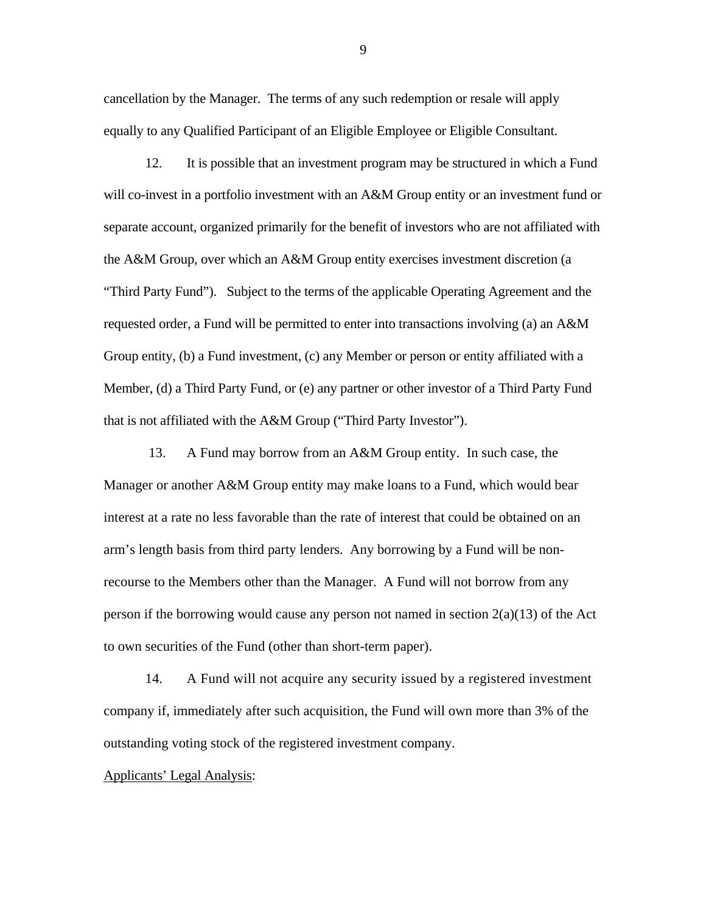cancellation by the Manager. The terms of any such redemption or resale will apply equally to any Qualified Participant of an Eligible Employee or Eligible Consultant.

12. It is possible that an investment program may be structured in which a Fund will co-invest in a portfolio investment with an A&M Group entity or an investment fund or separate account, organized primarily for the benefit of investors who are not affiliated with the A&M Group, over which an A&M Group entity exercises investment discretion (a "Third Party Fund"). Subject to the terms of the applicable Operating Agreement and the requested order, a Fund will be permitted to enter into transactions involving (a) an A&M Group entity, (b) a Fund investment, (c) any Member or person or entity affiliated with a Member, (d) a Third Party Fund, or (e) any partner or other investor of a Third Party Fund that is not affiliated with the A&M Group ("Third Party Investor").

13. A Fund may borrow from an A&M Group entity. In such case, the Manager or another A&M Group entity may make loans to a Fund, which would bear interest at a rate no less favorable than the rate of interest that could be obtained on an arm's length basis from third party lenders. Any borrowing by a Fund will be non-recourse to the Members other than the Manager. A Fund will not borrow from any person if the borrowing would cause any person not named in section 2(a)(13) of the Act to own securities of the Fund (other than short-term paper).

14. A Fund will not acquire any security issued by a registered investment company if, immediately after such acquisition, the Fund will own more than 3% of the outstanding voting stock of the registered investment company.

Applicants' Legal Analysis: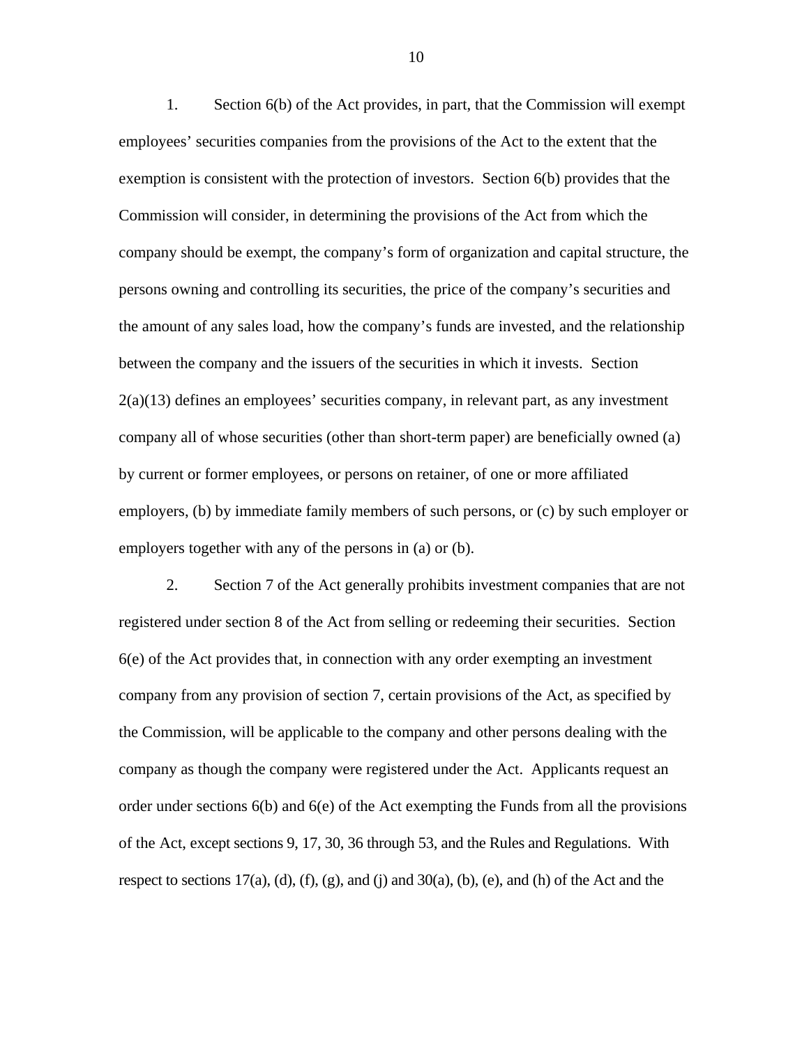1. Section 6(b) of the Act provides, in part, that the Commission will exempt employees' securities companies from the provisions of the Act to the extent that the exemption is consistent with the protection of investors. Section 6(b) provides that the Commission will consider, in determining the provisions of the Act from which the company should be exempt, the company's form of organization and capital structure, the persons owning and controlling its securities, the price of the company's securities and the amount of any sales load, how the company's funds are invested, and the relationship between the company and the issuers of the securities in which it invests. Section 2(a)(13) defines an employees' securities company, in relevant part, as any investment company all of whose securities (other than short-term paper) are beneficially owned (a) by current or former employees, or persons on retainer, of one or more affiliated employers, (b) by immediate family members of such persons, or (c) by such employer or employers together with any of the persons in (a) or (b).

2. Section 7 of the Act generally prohibits investment companies that are not registered under section 8 of the Act from selling or redeeming their securities. Section 6(e) of the Act provides that, in connection with any order exempting an investment company from any provision of section 7, certain provisions of the Act, as specified by the Commission, will be applicable to the company and other persons dealing with the company as though the company were registered under the Act. Applicants request an order under sections 6(b) and 6(e) of the Act exempting the Funds from all the provisions of the Act, except sections 9, 17, 30, 36 through 53, and the Rules and Regulations. With respect to sections 17(a), (d), (f), (g), and (j) and 30(a), (b), (e), and (h) of the Act and the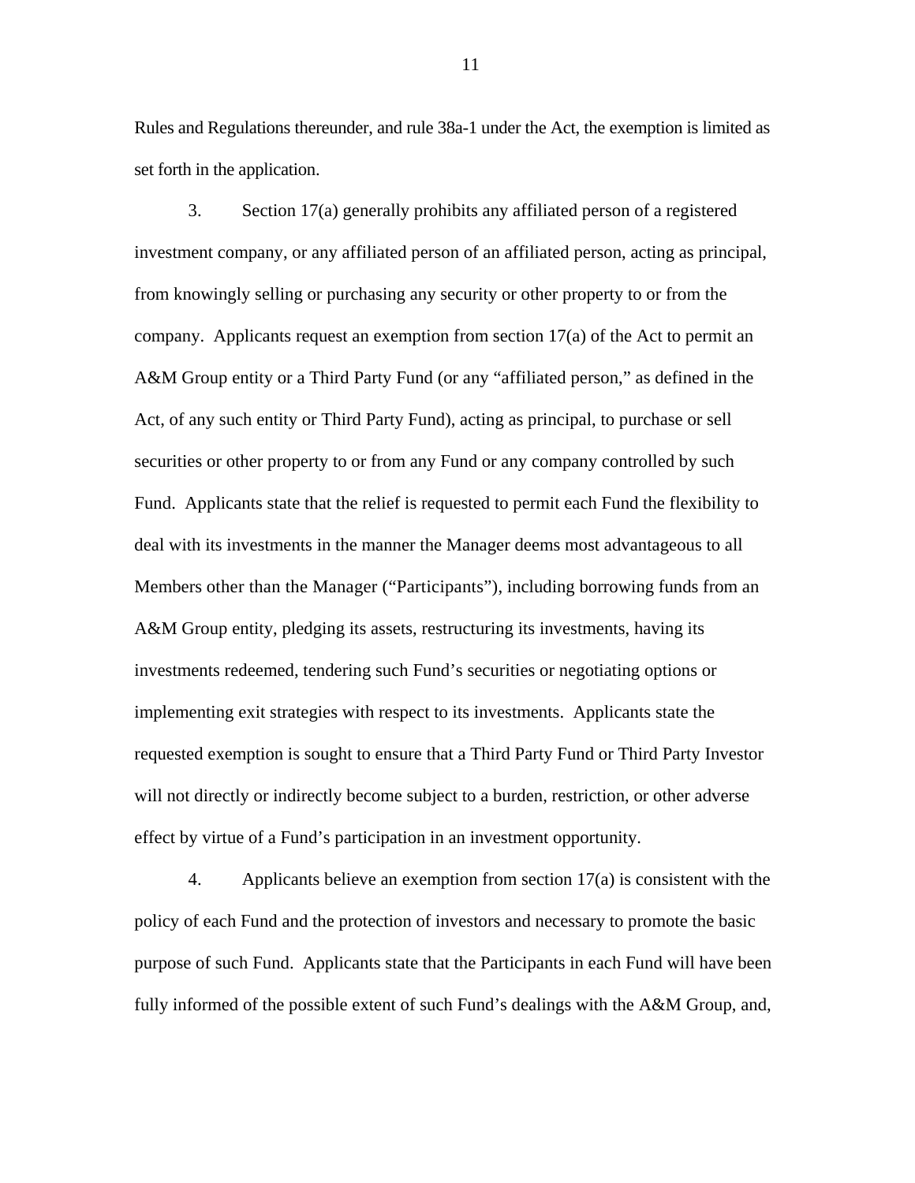Rules and Regulations thereunder, and rule 38a-1 under the Act, the exemption is limited as set forth in the application.

3. Section 17(a) generally prohibits any affiliated person of a registered investment company, or any affiliated person of an affiliated person, acting as principal, from knowingly selling or purchasing any security or other property to or from the company. Applicants request an exemption from section 17(a) of the Act to permit an A&M Group entity or a Third Party Fund (or any "affiliated person," as defined in the Act, of any such entity or Third Party Fund), acting as principal, to purchase or sell securities or other property to or from any Fund or any company controlled by such Fund. Applicants state that the relief is requested to permit each Fund the flexibility to deal with its investments in the manner the Manager deems most advantageous to all Members other than the Manager ("Participants"), including borrowing funds from an A&M Group entity, pledging its assets, restructuring its investments, having its investments redeemed, tendering such Fund's securities or negotiating options or implementing exit strategies with respect to its investments. Applicants state the requested exemption is sought to ensure that a Third Party Fund or Third Party Investor will not directly or indirectly become subject to a burden, restriction, or other adverse effect by virtue of a Fund's participation in an investment opportunity.

4. Applicants believe an exemption from section 17(a) is consistent with the policy of each Fund and the protection of investors and necessary to promote the basic purpose of such Fund. Applicants state that the Participants in each Fund will have been fully informed of the possible extent of such Fund's dealings with the A&M Group, and,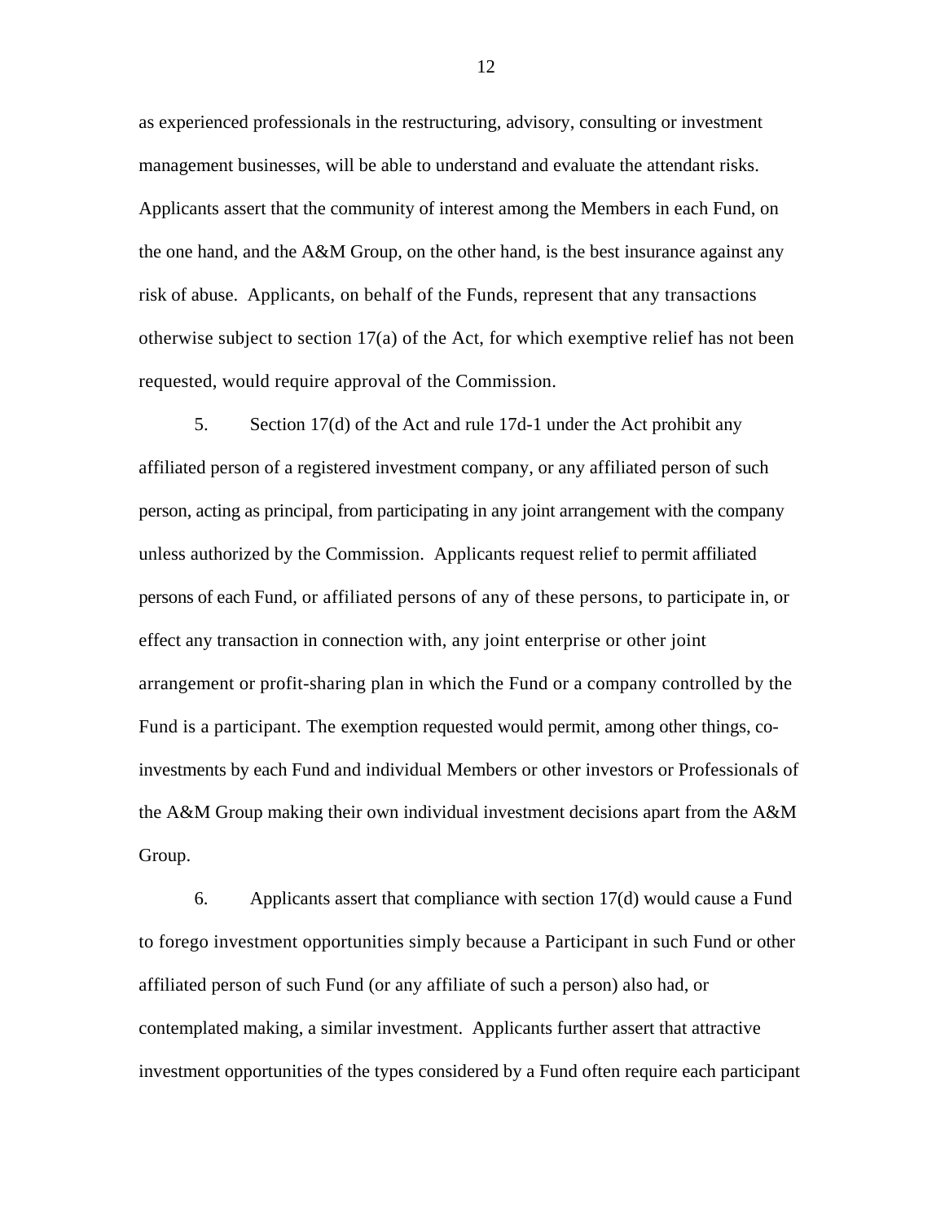as experienced professionals in the restructuring, advisory, consulting or investment management businesses, will be able to understand and evaluate the attendant risks. Applicants assert that the community of interest among the Members in each Fund, on the one hand, and the A&M Group, on the other hand, is the best insurance against any risk of abuse. Applicants, on behalf of the Funds, represent that any transactions otherwise subject to section 17(a) of the Act, for which exemptive relief has not been requested, would require approval of the Commission.

5. Section 17(d) of the Act and rule 17d-1 under the Act prohibit any affiliated person of a registered investment company, or any affiliated person of such person, acting as principal, from participating in any joint arrangement with the company unless authorized by the Commission. Applicants request relief to permit affiliated persons of each Fund, or affiliated persons of any of these persons, to participate in, or effect any transaction in connection with, any joint enterprise or other joint arrangement or profit-sharing plan in which the Fund or a company controlled by the Fund is a participant. The exemption requested would permit, among other things, co-investments by each Fund and individual Members or other investors or Professionals of the A&M Group making their own individual investment decisions apart from the A&M Group.

6. Applicants assert that compliance with section 17(d) would cause a Fund to forego investment opportunities simply because a Participant in such Fund or other affiliated person of such Fund (or any affiliate of such a person) also had, or contemplated making, a similar investment. Applicants further assert that attractive investment opportunities of the types considered by a Fund often require each participant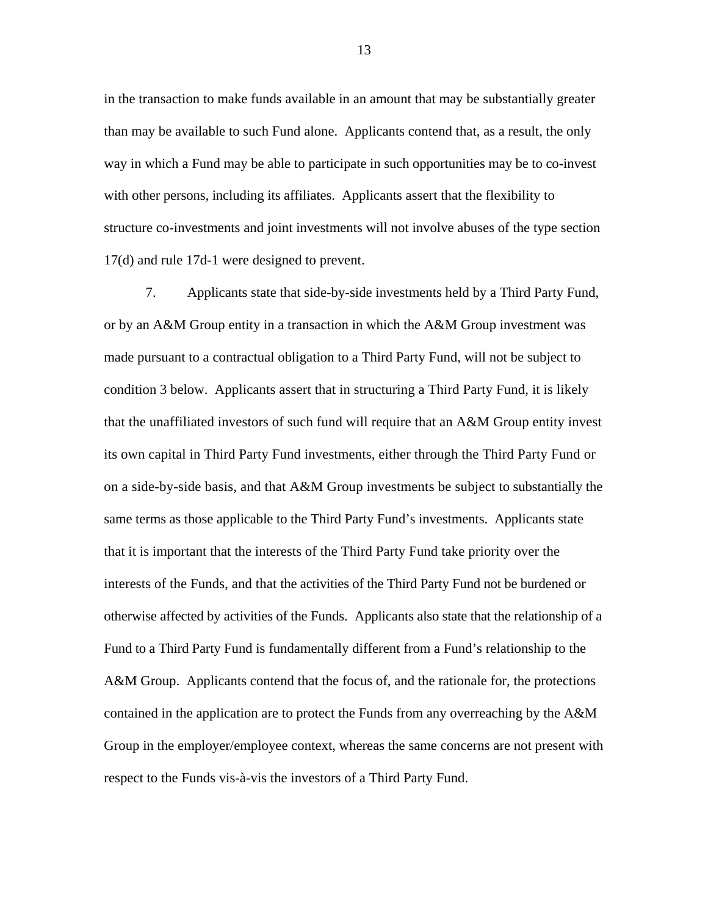in the transaction to make funds available in an amount that may be substantially greater than may be available to such Fund alone. Applicants contend that, as a result, the only way in which a Fund may be able to participate in such opportunities may be to co-invest with other persons, including its affiliates. Applicants assert that the flexibility to structure co-investments and joint investments will not involve abuses of the type section 17(d) and rule 17d-1 were designed to prevent.

7. Applicants state that side-by-side investments held by a Third Party Fund, or by an A&M Group entity in a transaction in which the A&M Group investment was made pursuant to a contractual obligation to a Third Party Fund, will not be subject to condition 3 below. Applicants assert that in structuring a Third Party Fund, it is likely that the unaffiliated investors of such fund will require that an A&M Group entity invest its own capital in Third Party Fund investments, either through the Third Party Fund or on a side-by-side basis, and that A&M Group investments be subject to substantially the same terms as those applicable to the Third Party Fund's investments. Applicants state that it is important that the interests of the Third Party Fund take priority over the interests of the Funds, and that the activities of the Third Party Fund not be burdened or otherwise affected by activities of the Funds. Applicants also state that the relationship of a Fund to a Third Party Fund is fundamentally different from a Fund's relationship to the A&M Group. Applicants contend that the focus of, and the rationale for, the protections contained in the application are to protect the Funds from any overreaching by the A&M Group in the employer/employee context, whereas the same concerns are not present with respect to the Funds vis-à-vis the investors of a Third Party Fund.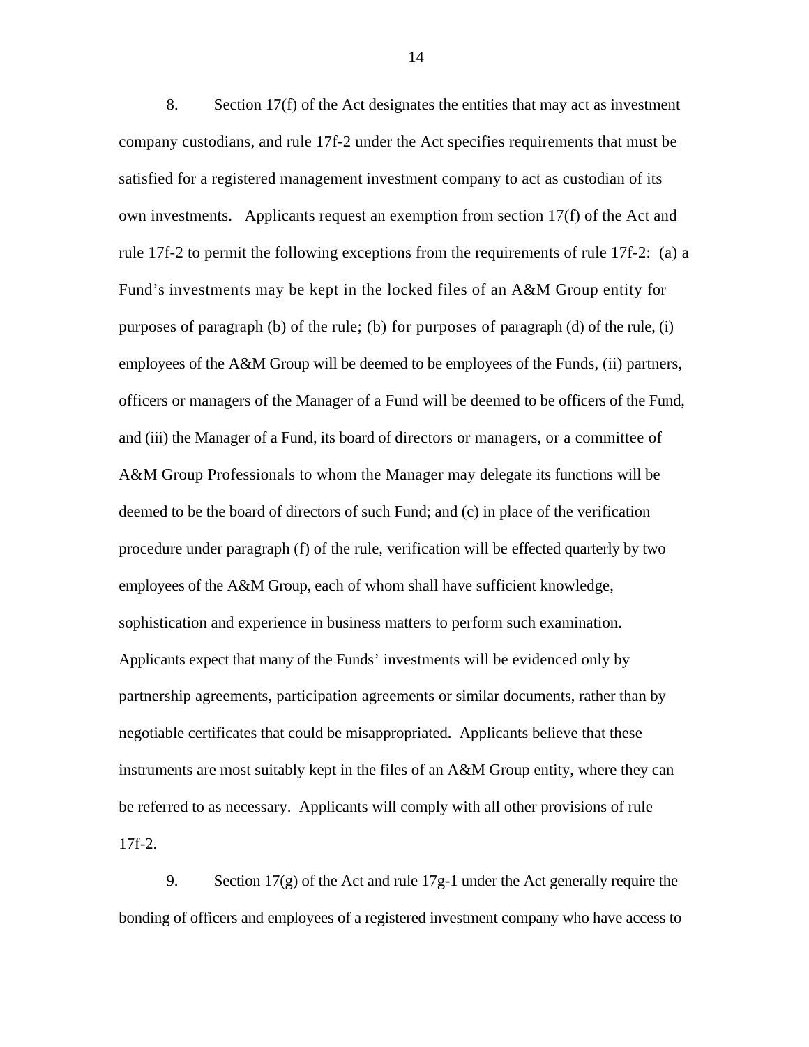8. Section 17(f) of the Act designates the entities that may act as investment company custodians, and rule 17f-2 under the Act specifies requirements that must be satisfied for a registered management investment company to act as custodian of its own investments. Applicants request an exemption from section 17(f) of the Act and rule 17f-2 to permit the following exceptions from the requirements of rule 17f-2: (a) a Fund's investments may be kept in the locked files of an A&M Group entity for purposes of paragraph (b) of the rule; (b) for purposes of paragraph (d) of the rule, (i) employees of the A&M Group will be deemed to be employees of the Funds, (ii) partners, officers or managers of the Manager of a Fund will be deemed to be officers of the Fund, and (iii) the Manager of a Fund, its board of directors or managers, or a committee of A&M Group Professionals to whom the Manager may delegate its functions will be deemed to be the board of directors of such Fund; and (c) in place of the verification procedure under paragraph (f) of the rule, verification will be effected quarterly by two employees of the A&M Group, each of whom shall have sufficient knowledge, sophistication and experience in business matters to perform such examination. Applicants expect that many of the Funds' investments will be evidenced only by partnership agreements, participation agreements or similar documents, rather than by negotiable certificates that could be misappropriated. Applicants believe that these instruments are most suitably kept in the files of an A&M Group entity, where they can be referred to as necessary. Applicants will comply with all other provisions of rule 17f-2.

9. Section 17(g) of the Act and rule 17g-1 under the Act generally require the bonding of officers and employees of a registered investment company who have access to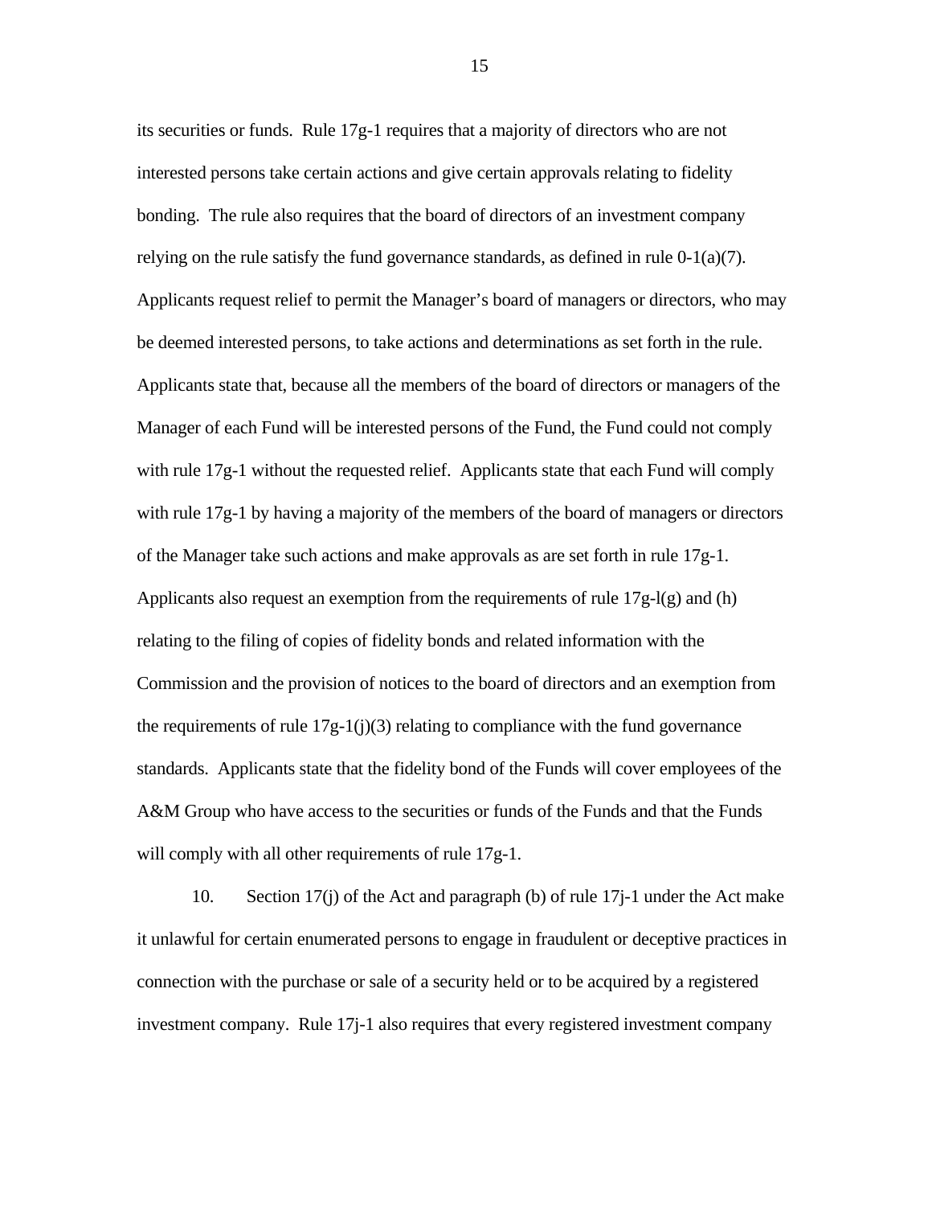its securities or funds. Rule 17g-1 requires that a majority of directors who are not interested persons take certain actions and give certain approvals relating to fidelity bonding. The rule also requires that the board of directors of an investment company relying on the rule satisfy the fund governance standards, as defined in rule 0-1(a)(7). Applicants request relief to permit the Manager's board of managers or directors, who may be deemed interested persons, to take actions and determinations as set forth in the rule. Applicants state that, because all the members of the board of directors or managers of the Manager of each Fund will be interested persons of the Fund, the Fund could not comply with rule 17g-1 without the requested relief. Applicants state that each Fund will comply with rule 17g-1 by having a majority of the members of the board of managers or directors of the Manager take such actions and make approvals as are set forth in rule 17g-1. Applicants also request an exemption from the requirements of rule 17g-l(g) and (h) relating to the filing of copies of fidelity bonds and related information with the Commission and the provision of notices to the board of directors and an exemption from the requirements of rule 17g-1(j)(3) relating to compliance with the fund governance standards. Applicants state that the fidelity bond of the Funds will cover employees of the A&M Group who have access to the securities or funds of the Funds and that the Funds will comply with all other requirements of rule 17g-1.

10. Section 17(j) of the Act and paragraph (b) of rule 17j-1 under the Act make it unlawful for certain enumerated persons to engage in fraudulent or deceptive practices in connection with the purchase or sale of a security held or to be acquired by a registered investment company. Rule 17j-1 also requires that every registered investment company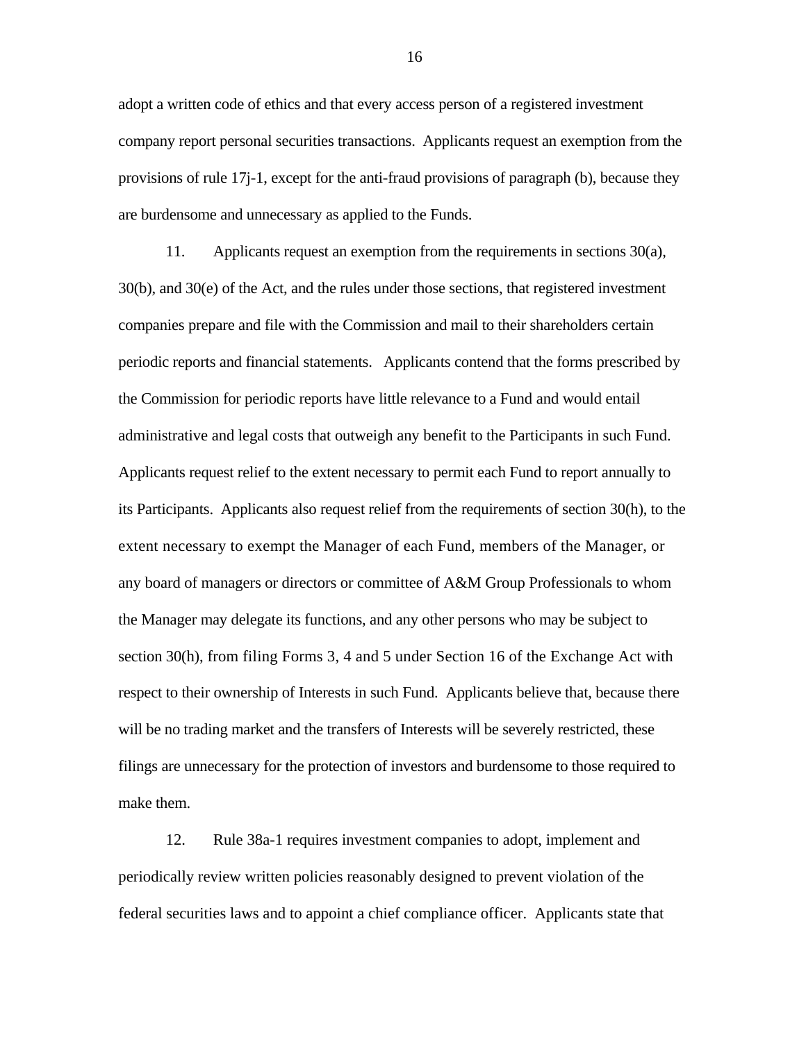adopt a written code of ethics and that every access person of a registered investment company report personal securities transactions. Applicants request an exemption from the provisions of rule 17j-1, except for the anti-fraud provisions of paragraph (b), because they are burdensome and unnecessary as applied to the Funds.

11. Applicants request an exemption from the requirements in sections 30(a), 30(b), and 30(e) of the Act, and the rules under those sections, that registered investment companies prepare and file with the Commission and mail to their shareholders certain periodic reports and financial statements. Applicants contend that the forms prescribed by the Commission for periodic reports have little relevance to a Fund and would entail administrative and legal costs that outweigh any benefit to the Participants in such Fund. Applicants request relief to the extent necessary to permit each Fund to report annually to its Participants. Applicants also request relief from the requirements of section 30(h), to the extent necessary to exempt the Manager of each Fund, members of the Manager, or any board of managers or directors or committee of A&M Group Professionals to whom the Manager may delegate its functions, and any other persons who may be subject to section 30(h), from filing Forms 3, 4 and 5 under Section 16 of the Exchange Act with respect to their ownership of Interests in such Fund. Applicants believe that, because there will be no trading market and the transfers of Interests will be severely restricted, these filings are unnecessary for the protection of investors and burdensome to those required to make them.

12. Rule 38a-1 requires investment companies to adopt, implement and periodically review written policies reasonably designed to prevent violation of the federal securities laws and to appoint a chief compliance officer. Applicants state that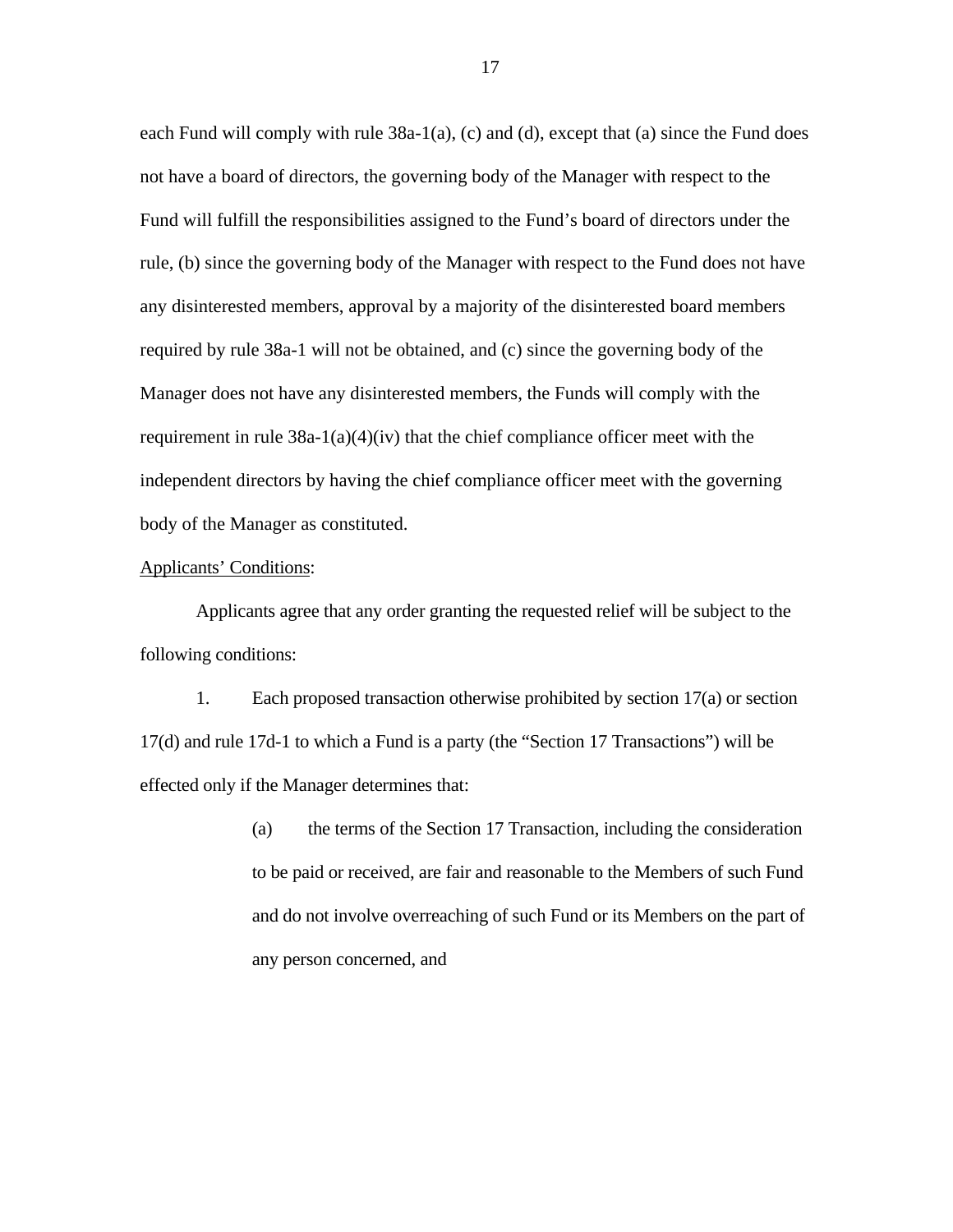each Fund will comply with rule 38a-1(a), (c) and (d), except that (a) since the Fund does not have a board of directors, the governing body of the Manager with respect to the Fund will fulfill the responsibilities assigned to the Fund's board of directors under the rule, (b) since the governing body of the Manager with respect to the Fund does not have any disinterested members, approval by a majority of the disinterested board members required by rule 38a-1 will not be obtained, and (c) since the governing body of the Manager does not have any disinterested members, the Funds will comply with the requirement in rule 38a-1(a)(4)(iv) that the chief compliance officer meet with the independent directors by having the chief compliance officer meet with the governing body of the Manager as constituted.

<u>Applicants' Conditions</u>:

Applicants agree that any order granting the requested relief will be subject to the following conditions:

1. Each proposed transaction otherwise prohibited by section 17(a) or section 17(d) and rule 17d-1 to which a Fund is a party (the "Section 17 Transactions") will be effected only if the Manager determines that:

> (a) the terms of the Section 17 Transaction, including the consideration to be paid or received, are fair and reasonable to the Members of such Fund and do not involve overreaching of such Fund or its Members on the part of any person concerned, and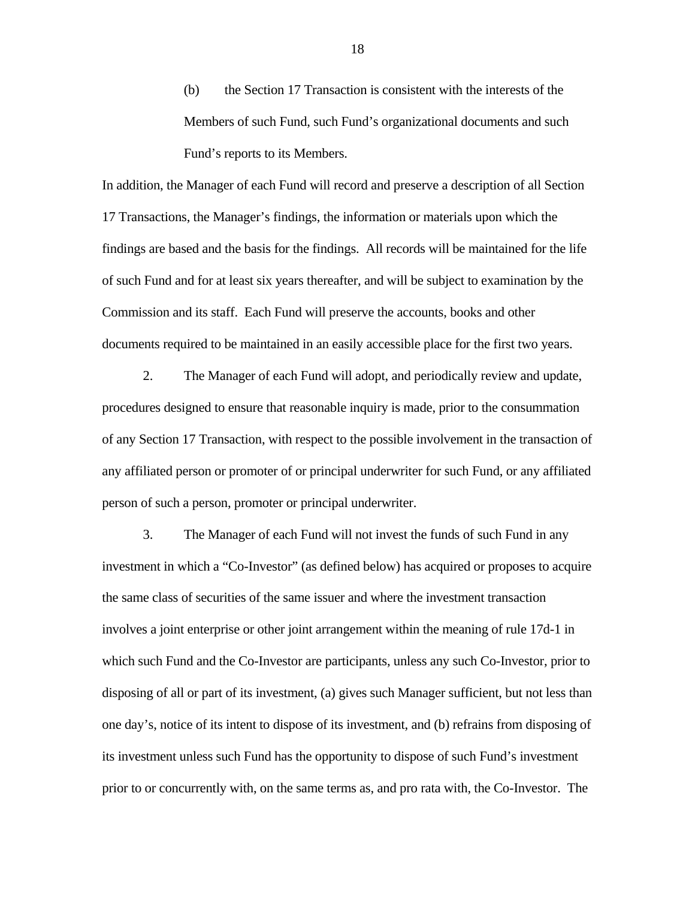(b) the Section 17 Transaction is consistent with the interests of the Members of such Fund, such Fund's organizational documents and such Fund's reports to its Members.

In addition, the Manager of each Fund will record and preserve a description of all Section 17 Transactions, the Manager's findings, the information or materials upon which the findings are based and the basis for the findings. All records will be maintained for the life of such Fund and for at least six years thereafter, and will be subject to examination by the Commission and its staff. Each Fund will preserve the accounts, books and other documents required to be maintained in an easily accessible place for the first two years.

2. The Manager of each Fund will adopt, and periodically review and update, procedures designed to ensure that reasonable inquiry is made, prior to the consummation of any Section 17 Transaction, with respect to the possible involvement in the transaction of any affiliated person or promoter of or principal underwriter for such Fund, or any affiliated person of such a person, promoter or principal underwriter.

3. The Manager of each Fund will not invest the funds of such Fund in any investment in which a "Co-Investor" (as defined below) has acquired or proposes to acquire the same class of securities of the same issuer and where the investment transaction involves a joint enterprise or other joint arrangement within the meaning of rule 17d-1 in which such Fund and the Co-Investor are participants, unless any such Co-Investor, prior to disposing of all or part of its investment, (a) gives such Manager sufficient, but not less than one day's, notice of its intent to dispose of its investment, and (b) refrains from disposing of its investment unless such Fund has the opportunity to dispose of such Fund's investment prior to or concurrently with, on the same terms as, and pro rata with, the Co-Investor. The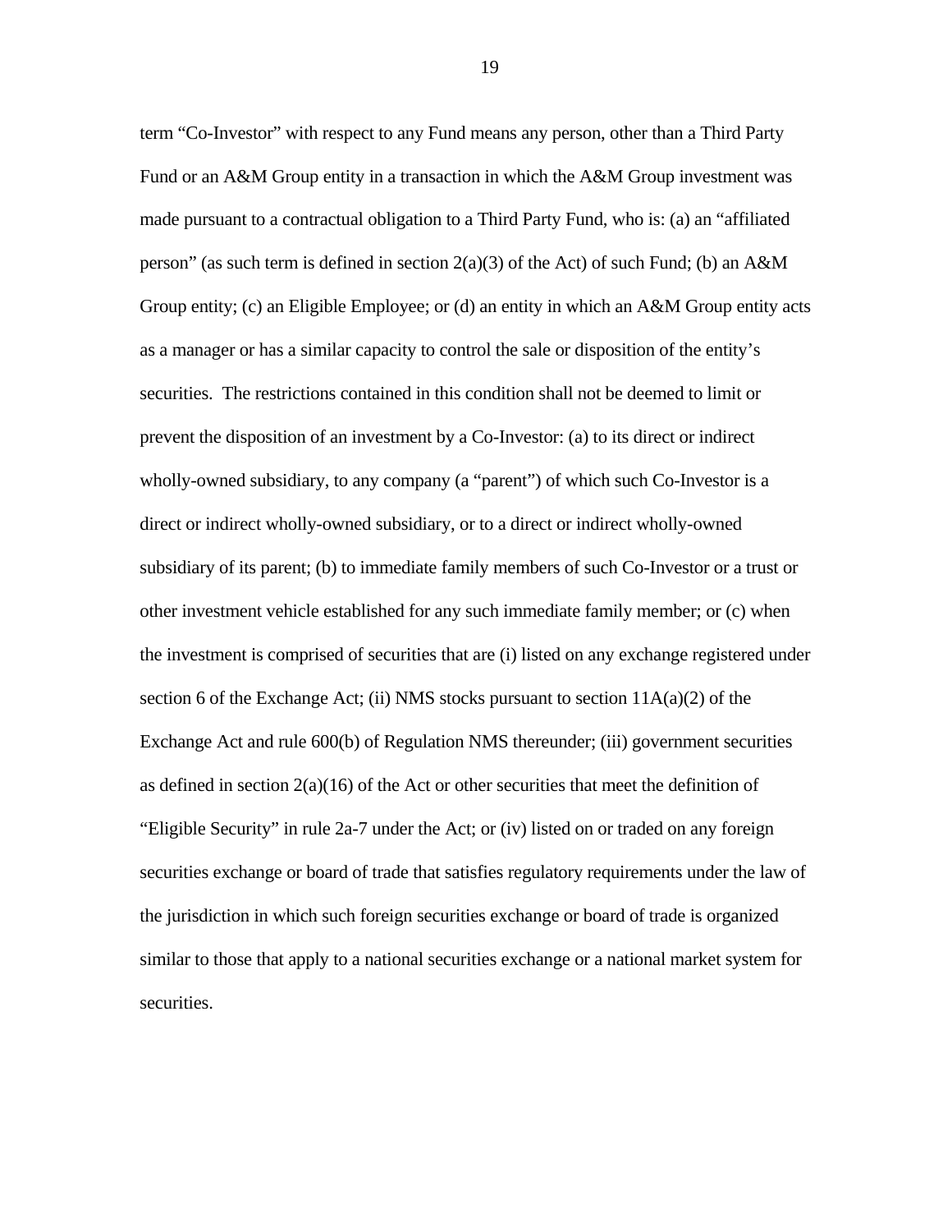term “Co-Investor” with respect to any Fund means any person, other than a Third Party Fund or an A&M Group entity in a transaction in which the A&M Group investment was made pursuant to a contractual obligation to a Third Party Fund, who is: (a) an “affiliated person” (as such term is defined in section 2(a)(3) of the Act) of such Fund; (b) an A&M Group entity; (c) an Eligible Employee; or (d) an entity in which an A&M Group entity acts as a manager or has a similar capacity to control the sale or disposition of the entity’s securities. The restrictions contained in this condition shall not be deemed to limit or prevent the disposition of an investment by a Co-Investor: (a) to its direct or indirect wholly-owned subsidiary, to any company (a “parent”) of which such Co-Investor is a direct or indirect wholly-owned subsidiary, or to a direct or indirect wholly-owned subsidiary of its parent; (b) to immediate family members of such Co-Investor or a trust or other investment vehicle established for any such immediate family member; or (c) when the investment is comprised of securities that are (i) listed on any exchange registered under section 6 of the Exchange Act; (ii) NMS stocks pursuant to section 11A(a)(2) of the Exchange Act and rule 600(b) of Regulation NMS thereunder; (iii) government securities as defined in section 2(a)(16) of the Act or other securities that meet the definition of “Eligible Security” in rule 2a-7 under the Act; or (iv) listed on or traded on any foreign securities exchange or board of trade that satisfies regulatory requirements under the law of the jurisdiction in which such foreign securities exchange or board of trade is organized similar to those that apply to a national securities exchange or a national market system for securities.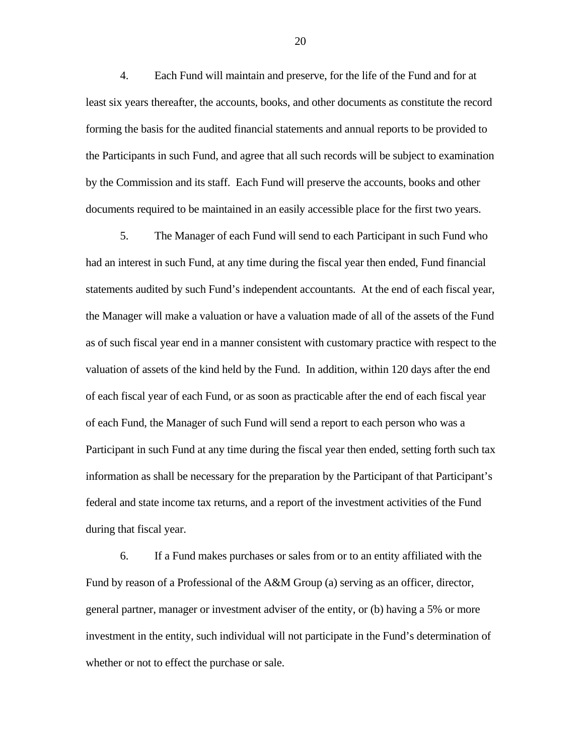4. Each Fund will maintain and preserve, for the life of the Fund and for at least six years thereafter, the accounts, books, and other documents as constitute the record forming the basis for the audited financial statements and annual reports to be provided to the Participants in such Fund, and agree that all such records will be subject to examination by the Commission and its staff. Each Fund will preserve the accounts, books and other documents required to be maintained in an easily accessible place for the first two years.

5. The Manager of each Fund will send to each Participant in such Fund who had an interest in such Fund, at any time during the fiscal year then ended, Fund financial statements audited by such Fund's independent accountants. At the end of each fiscal year, the Manager will make a valuation or have a valuation made of all of the assets of the Fund as of such fiscal year end in a manner consistent with customary practice with respect to the valuation of assets of the kind held by the Fund. In addition, within 120 days after the end of each fiscal year of each Fund, or as soon as practicable after the end of each fiscal year of each Fund, the Manager of such Fund will send a report to each person who was a Participant in such Fund at any time during the fiscal year then ended, setting forth such tax information as shall be necessary for the preparation by the Participant of that Participant's federal and state income tax returns, and a report of the investment activities of the Fund during that fiscal year.

6. If a Fund makes purchases or sales from or to an entity affiliated with the Fund by reason of a Professional of the A&M Group (a) serving as an officer, director, general partner, manager or investment adviser of the entity, or (b) having a 5% or more investment in the entity, such individual will not participate in the Fund's determination of whether or not to effect the purchase or sale.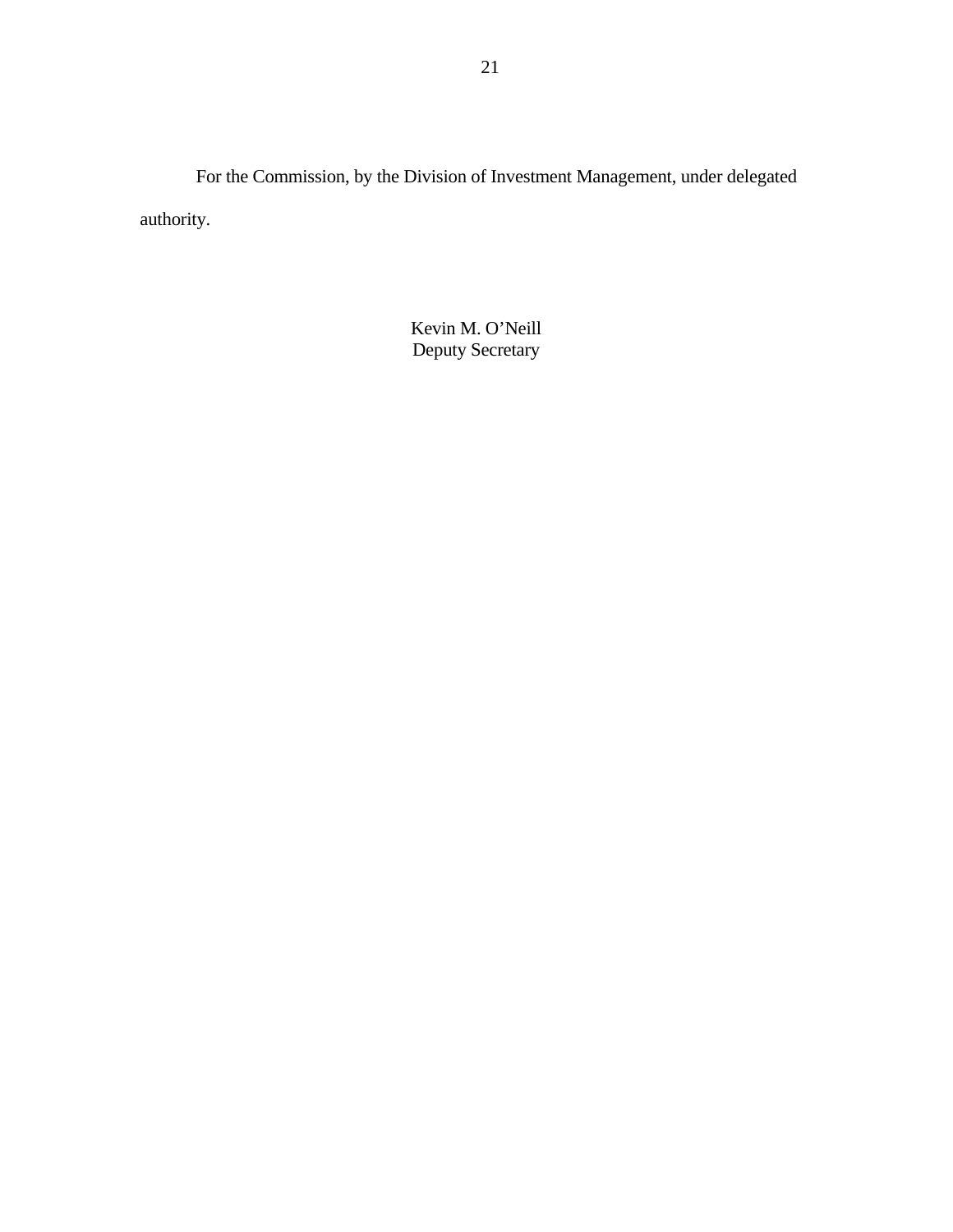For the Commission, by the Division of Investment Management, under delegated authority.

Kevin M. O'Neill
Deputy Secretary